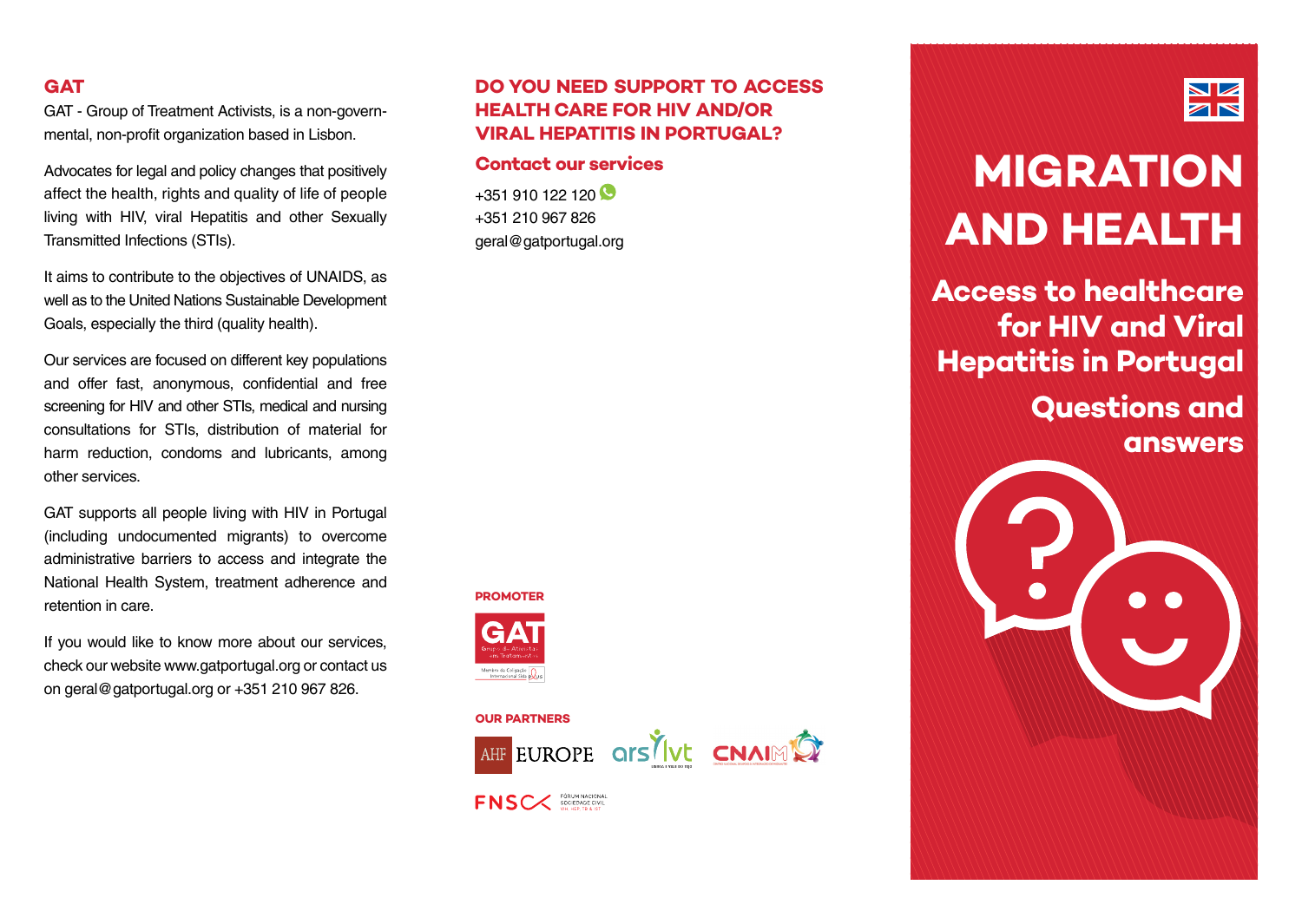## GAT

GAT - Group of Treatment Activists, is a non-governmental, non-profit organization based in Lisbon.

Advocates for legal and policy changes that positively affect the health, rights and quality of life of people living with HIV, viral Hepatitis and other Sexually Transmitted Infections (STIs).

It aims to contribute to the objectives of UNAIDS, as well as to the United Nations Sustainable Development Goals, especially the third (quality health).

Our services are focused on different key populations and offer fast, anonymous, confidential and free screening for HIV and other STIs, medical and nursing consultations for STIs, distribution of material for harm reduction, condoms and lubricants, among other services.

GAT supports all people living with HIV in Portugal (including undocumented migrants) to overcome administrative barriers to access and integrate the National Health System, treatment adherence and retention in care.

If you would like to know more about our services, check our website www.gatportugal.org or contact us on geral@gatportugal.org or +351 210 967 826.

## DO YOU NEED SUPPORT TO ACCESS HEALTH CARE FOR HIV AND/OR VIRAL HEPATITIS IN PORTUGAL?

### Contact our services

+351 910 122 120
+351 210 967 826
geral@gatportugal.org

**PROMOTER**

GAT Grupo de Ativistas em Tratamentos

Membro da Coligação Internacional Sida PLUS

**OUR PARTNERS**

AHF EUROPE | ars lvt | CNAIM | FNSC FÓRUM NACIONAL SOCIEDADE CIVIL VIH, HEP, TB & IST

# MIGRATION AND HEALTH

## Access to healthcare for HIV and Viral Hepatitis in Portugal

## Questions and answers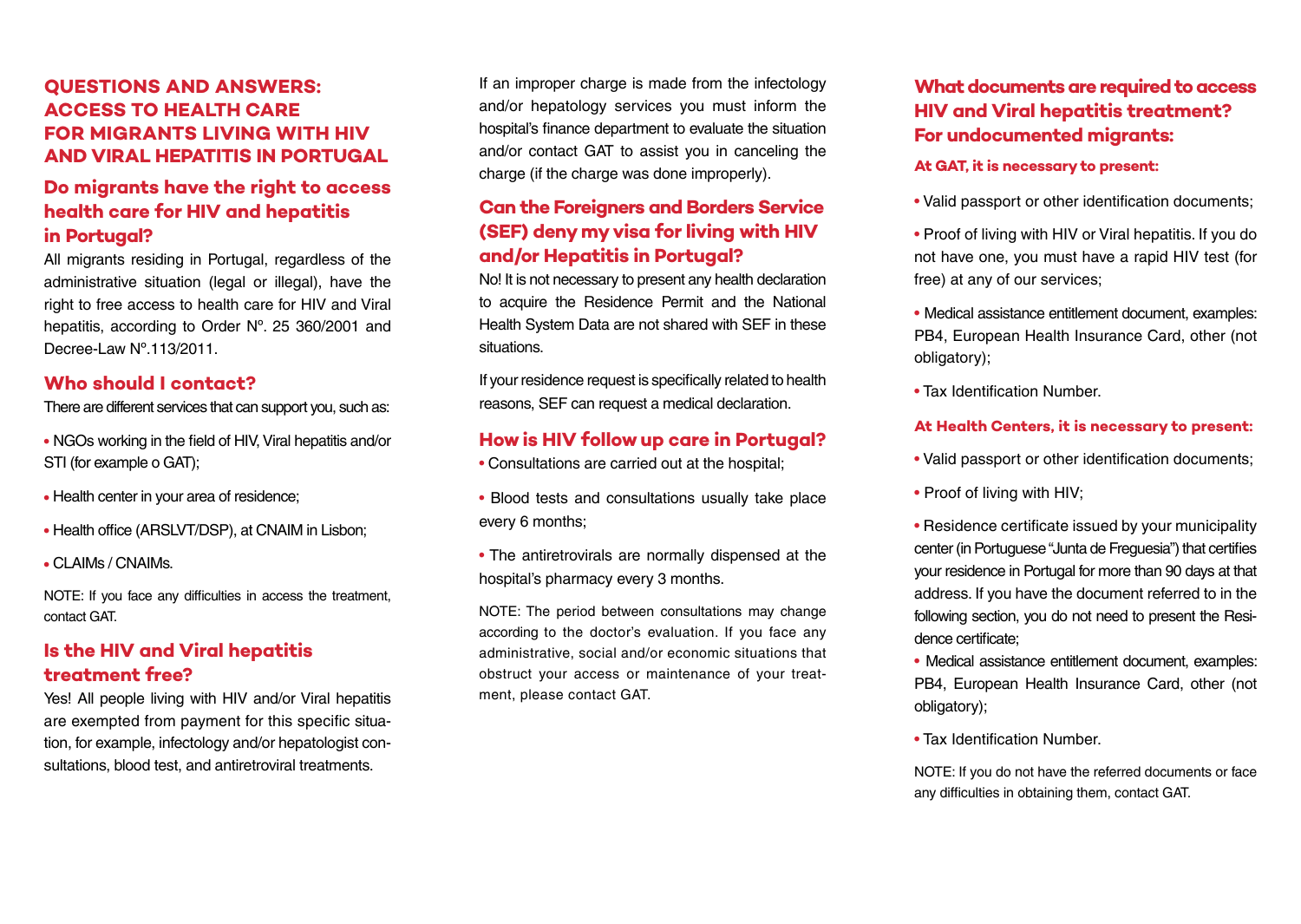# QUESTIONS AND ANSWERS: ACCESS TO HEALTH CARE FOR MIGRANTS LIVING WITH HIV AND VIRAL HEPATITIS IN PORTUGAL

## Do migrants have the right to access health care for HIV and hepatitis in Portugal?

All migrants residing in Portugal, regardless of the administrative situation (legal or illegal), have the right to free access to health care for HIV and Viral hepatitis, according to Order Nº. 25 360/2001 and Decree-Law Nº.113/2011.

## Who should I contact?

There are different services that can support you, such as:

- NGOs working in the field of HIV, Viral hepatitis and/or STI (for example o GAT);
- Health center in your area of residence;
- Health office (ARSLVT/DSP), at CNAIM in Lisbon;
- CLAIMs / CNAIMs.

NOTE: If you face any difficulties in access the treatment, contact GAT.

## Is the HIV and Viral hepatitis treatment free?

Yes! All people living with HIV and/or Viral hepatitis are exempted from payment for this specific situation, for example, infectology and/or hepatologist consultations, blood test, and antiretroviral treatments.

If an improper charge is made from the infectology and/or hepatology services you must inform the hospital's finance department to evaluate the situation and/or contact GAT to assist you in canceling the charge (if the charge was done improperly).

## Can the Foreigners and Borders Service (SEF) deny my visa for living with HIV and/or Hepatitis in Portugal?

No! It is not necessary to present any health declaration to acquire the Residence Permit and the National Health System Data are not shared with SEF in these situations.

If your residence request is specifically related to health reasons, SEF can request a medical declaration.

## How is HIV follow up care in Portugal?

- Consultations are carried out at the hospital;
- Blood tests and consultations usually take place every 6 months;
- The antiretrovirals are normally dispensed at the hospital's pharmacy every 3 months.

NOTE: The period between consultations may change according to the doctor's evaluation. If you face any administrative, social and/or economic situations that obstruct your access or maintenance of your treatment, please contact GAT.

## What documents are required to access HIV and Viral hepatitis treatment? For undocumented migrants:

### At GAT, it is necessary to present:

- Valid passport or other identification documents;
- Proof of living with HIV or Viral hepatitis. If you do not have one, you must have a rapid HIV test (for free) at any of our services;
- Medical assistance entitlement document, examples: PB4, European Health Insurance Card, other (not obligatory);
- Tax Identification Number.

### At Health Centers, it is necessary to present:

- Valid passport or other identification documents;
- Proof of living with HIV;
- Residence certificate issued by your municipality center (in Portuguese "Junta de Freguesia") that certifies your residence in Portugal for more than 90 days at that address. If you have the document referred to in the following section, you do not need to present the Residence certificate;
- Medical assistance entitlement document, examples: PB4, European Health Insurance Card, other (not obligatory);
- Tax Identification Number.

NOTE: If you do not have the referred documents or face any difficulties in obtaining them, contact GAT.